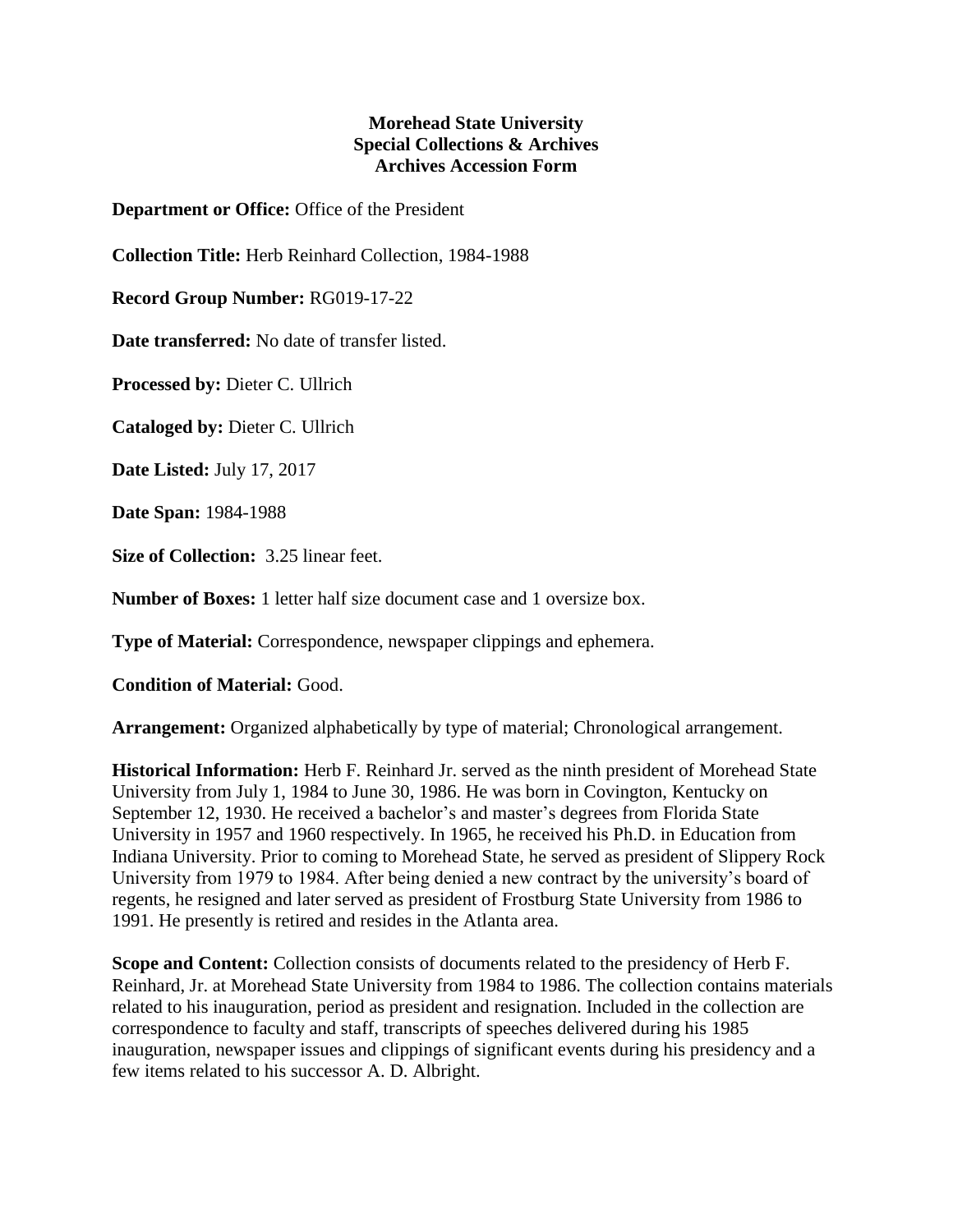**Morehead State University**
**Special Collections & Archives**
**Archives Accession Form**

**Department or Office:** Office of the President

**Collection Title:** Herb Reinhard Collection, 1984-1988

**Record Group Number:** RG019-17-22

**Date transferred:** No date of transfer listed.

**Processed by:** Dieter C. Ullrich

**Cataloged by:** Dieter C. Ullrich

**Date Listed:** July 17, 2017

**Date Span:** 1984-1988

**Size of Collection:** 3.25 linear feet.

**Number of Boxes:** 1 letter half size document case and 1 oversize box.

**Type of Material:** Correspondence, newspaper clippings and ephemera.

**Condition of Material:** Good.

**Arrangement:** Organized alphabetically by type of material; Chronological arrangement.

**Historical Information:** Herb F. Reinhard Jr. served as the ninth president of Morehead State University from July 1, 1984 to June 30, 1986. He was born in Covington, Kentucky on September 12, 1930. He received a bachelor's and master's degrees from Florida State University in 1957 and 1960 respectively. In 1965, he received his Ph.D. in Education from Indiana University. Prior to coming to Morehead State, he served as president of Slippery Rock University from 1979 to 1984. After being denied a new contract by the university's board of regents, he resigned and later served as president of Frostburg State University from 1986 to 1991. He presently is retired and resides in the Atlanta area.

**Scope and Content:** Collection consists of documents related to the presidency of Herb F. Reinhard, Jr. at Morehead State University from 1984 to 1986. The collection contains materials related to his inauguration, period as president and resignation. Included in the collection are correspondence to faculty and staff, transcripts of speeches delivered during his 1985 inauguration, newspaper issues and clippings of significant events during his presidency and a few items related to his successor A. D. Albright.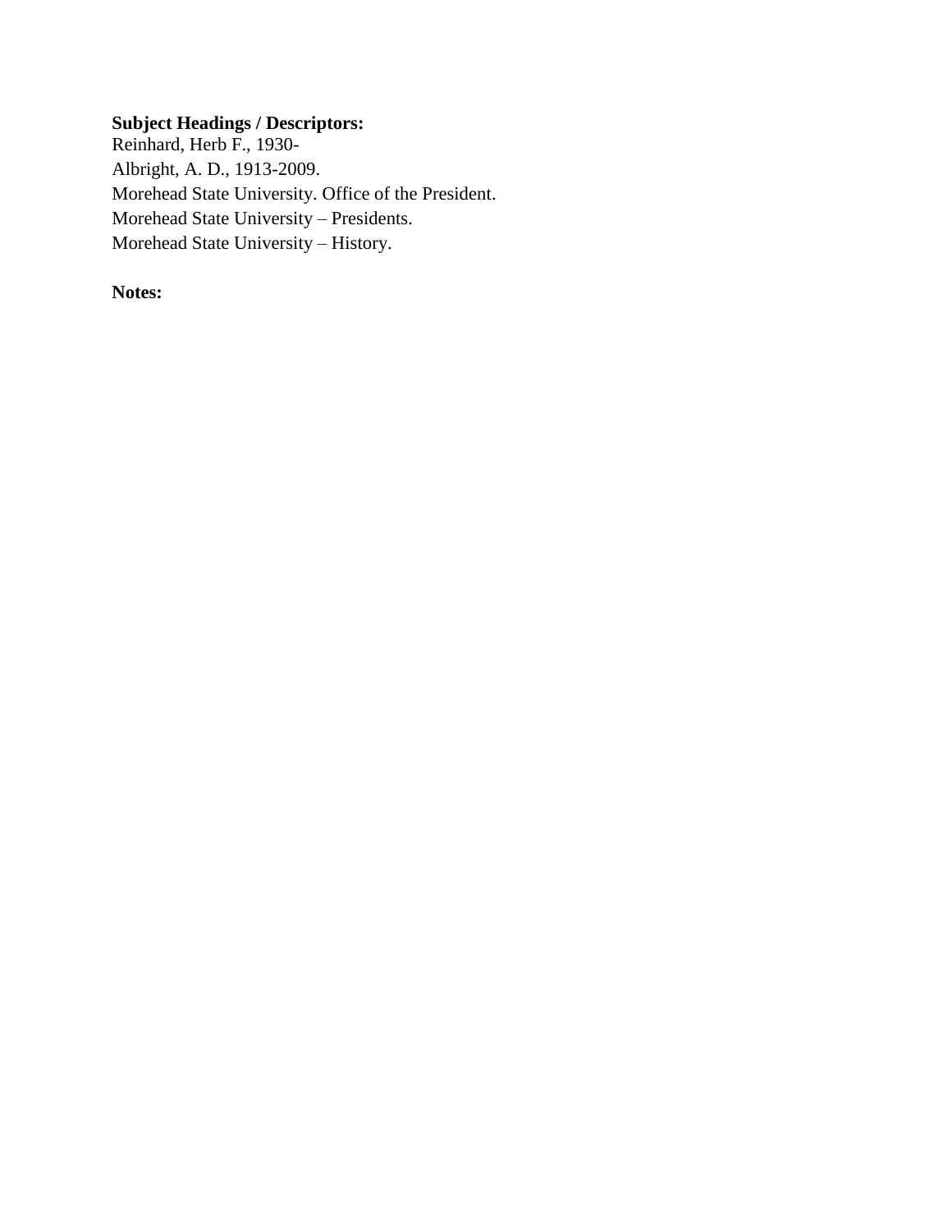**Subject Headings / Descriptors:**
Reinhard, Herb F., 1930-
Albright, A. D., 1913-2009.
Morehead State University. Office of the President.
Morehead State University – Presidents.
Morehead State University – History.

**Notes:**